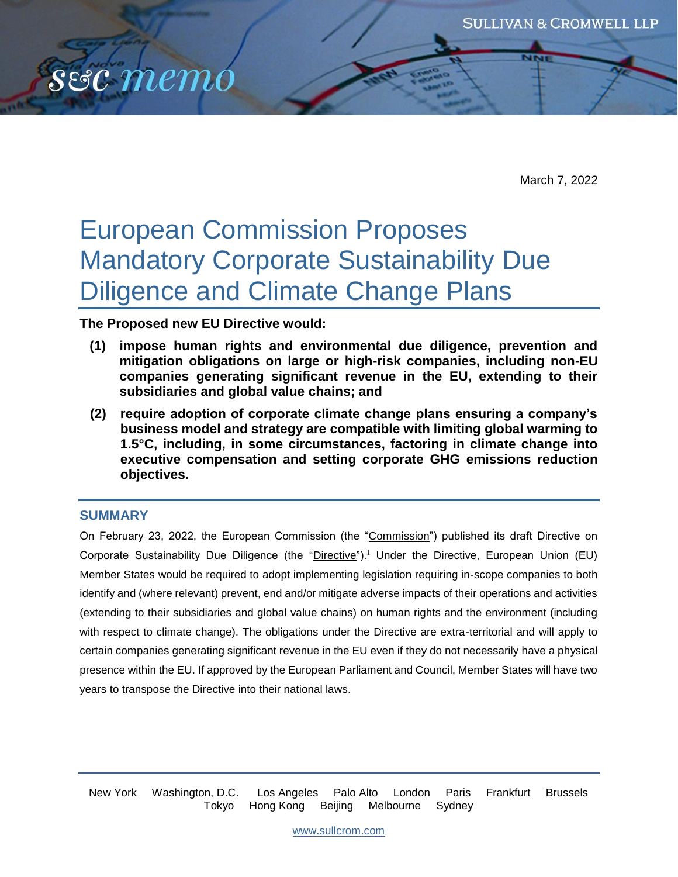March 7, 2022

# European Commission Proposes Mandatory Corporate Sustainability Due Diligence and Climate Change Plans

**The Proposed new EU Directive would:**

**(1) impose human rights and environmental due diligence, prevention and mitigation obligations on large or high-risk companies, including non-EU companies generating significant revenue in the EU, extending to their subsidiaries and global value chains; and**

**(2) require adoption of corporate climate change plans ensuring a company's business model and strategy are compatible with limiting global warming to 1.5°C, including, in some circumstances, factoring in climate change into executive compensation and setting corporate GHG emissions reduction objectives.**

## SUMMARY

On February 23, 2022, the European Commission (the "Commission") published its draft Directive on Corporate Sustainability Due Diligence (the "Directive").[1] Under the Directive, European Union (EU) Member States would be required to adopt implementing legislation requiring in-scope companies to both identify and (where relevant) prevent, end and/or mitigate adverse impacts of their operations and activities (extending to their subsidiaries and global value chains) on human rights and the environment (including with respect to climate change). The obligations under the Directive are extra-territorial and will apply to certain companies generating significant revenue in the EU even if they do not necessarily have a physical presence within the EU. If approved by the European Parliament and Council, Member States will have two years to transpose the Directive into their national laws.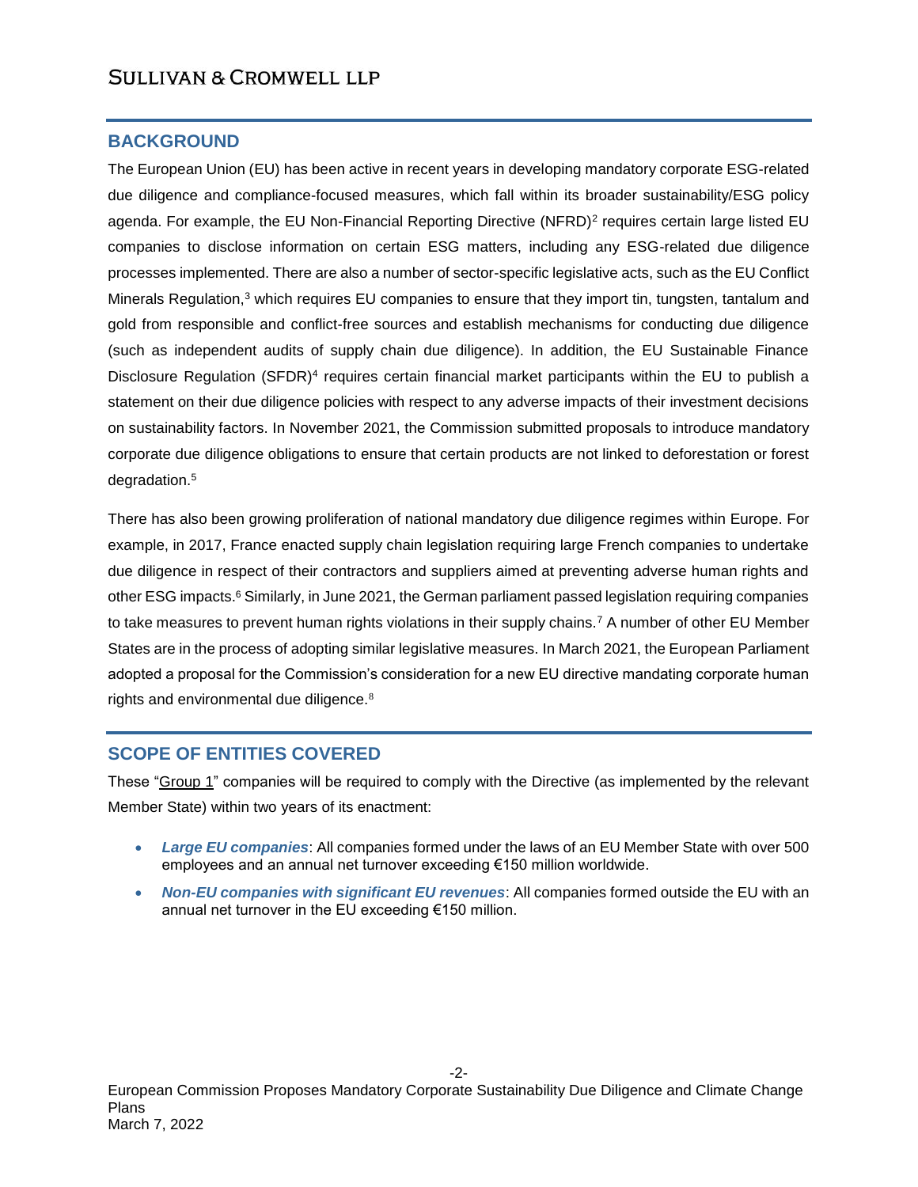## BACKGROUND

The European Union (EU) has been active in recent years in developing mandatory corporate ESG-related due diligence and compliance-focused measures, which fall within its broader sustainability/ESG policy agenda. For example, the EU Non-Financial Reporting Directive (NFRD)[2] requires certain large listed EU companies to disclose information on certain ESG matters, including any ESG-related due diligence processes implemented. There are also a number of sector-specific legislative acts, such as the EU Conflict Minerals Regulation,[3] which requires EU companies to ensure that they import tin, tungsten, tantalum and gold from responsible and conflict-free sources and establish mechanisms for conducting due diligence (such as independent audits of supply chain due diligence). In addition, the EU Sustainable Finance Disclosure Regulation (SFDR)[4] requires certain financial market participants within the EU to publish a statement on their due diligence policies with respect to any adverse impacts of their investment decisions on sustainability factors. In November 2021, the Commission submitted proposals to introduce mandatory corporate due diligence obligations to ensure that certain products are not linked to deforestation or forest degradation.[5]

There has also been growing proliferation of national mandatory due diligence regimes within Europe. For example, in 2017, France enacted supply chain legislation requiring large French companies to undertake due diligence in respect of their contractors and suppliers aimed at preventing adverse human rights and other ESG impacts.[6] Similarly, in June 2021, the German parliament passed legislation requiring companies to take measures to prevent human rights violations in their supply chains.[7] A number of other EU Member States are in the process of adopting similar legislative measures. In March 2021, the European Parliament adopted a proposal for the Commission's consideration for a new EU directive mandating corporate human rights and environmental due diligence.[8]

## SCOPE OF ENTITIES COVERED

These "Group 1" companies will be required to comply with the Directive (as implemented by the relevant Member State) within two years of its enactment:

- ***Large EU companies***: All companies formed under the laws of an EU Member State with over 500 employees and an annual net turnover exceeding €150 million worldwide.
- ***Non-EU companies with significant EU revenues***: All companies formed outside the EU with an annual net turnover in the EU exceeding €150 million.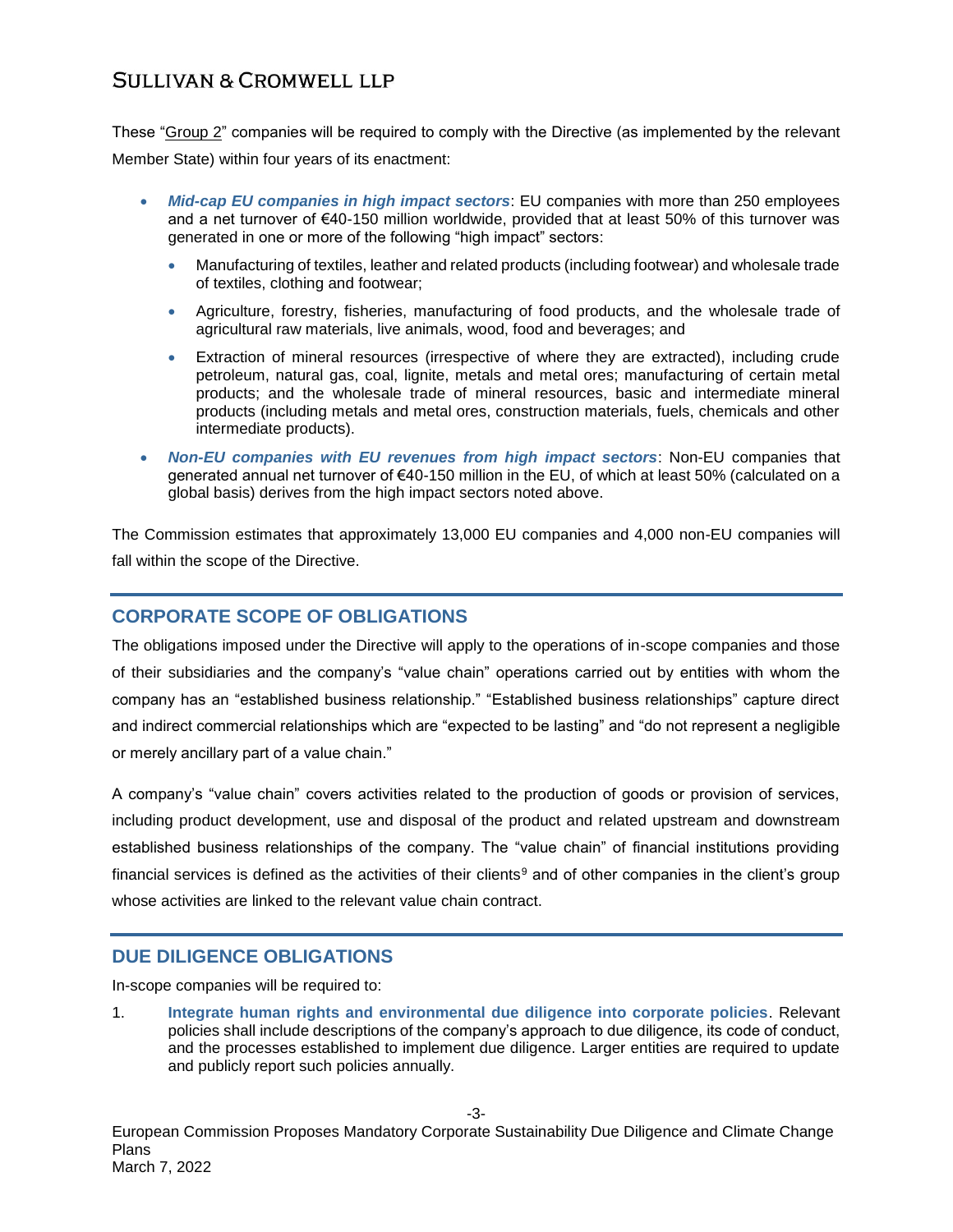These "<u>Group 2</u>" companies will be required to comply with the Directive (as implemented by the relevant Member State) within four years of its enactment:

- ***Mid-cap EU companies in high impact sectors***: EU companies with more than 250 employees and a net turnover of €40-150 million worldwide, provided that at least 50% of this turnover was generated in one or more of the following "high impact" sectors:
  - Manufacturing of textiles, leather and related products (including footwear) and wholesale trade of textiles, clothing and footwear;
  - Agriculture, forestry, fisheries, manufacturing of food products, and the wholesale trade of agricultural raw materials, live animals, wood, food and beverages; and
  - Extraction of mineral resources (irrespective of where they are extracted), including crude petroleum, natural gas, coal, lignite, metals and metal ores; manufacturing of certain metal products; and the wholesale trade of mineral resources, basic and intermediate mineral products (including metals and metal ores, construction materials, fuels, chemicals and other intermediate products).
- ***Non-EU companies with EU revenues from high impact sectors***: Non-EU companies that generated annual net turnover of €40-150 million in the EU, of which at least 50% (calculated on a global basis) derives from the high impact sectors noted above.

The Commission estimates that approximately 13,000 EU companies and 4,000 non-EU companies will fall within the scope of the Directive.

## CORPORATE SCOPE OF OBLIGATIONS

The obligations imposed under the Directive will apply to the operations of in-scope companies and those of their subsidiaries and the company's "value chain" operations carried out by entities with whom the company has an "established business relationship." "Established business relationships" capture direct and indirect commercial relationships which are "expected to be lasting" and "do not represent a negligible or merely ancillary part of a value chain."

A company's "value chain" covers activities related to the production of goods or provision of services, including product development, use and disposal of the product and related upstream and downstream established business relationships of the company. The "value chain" of financial institutions providing financial services is defined as the activities of their clients[9] and of other companies in the client's group whose activities are linked to the relevant value chain contract.

## DUE DILIGENCE OBLIGATIONS

In-scope companies will be required to:

1. **Integrate human rights and environmental due diligence into corporate policies**. Relevant policies shall include descriptions of the company's approach to due diligence, its code of conduct, and the processes established to implement due diligence. Larger entities are required to update and publicly report such policies annually.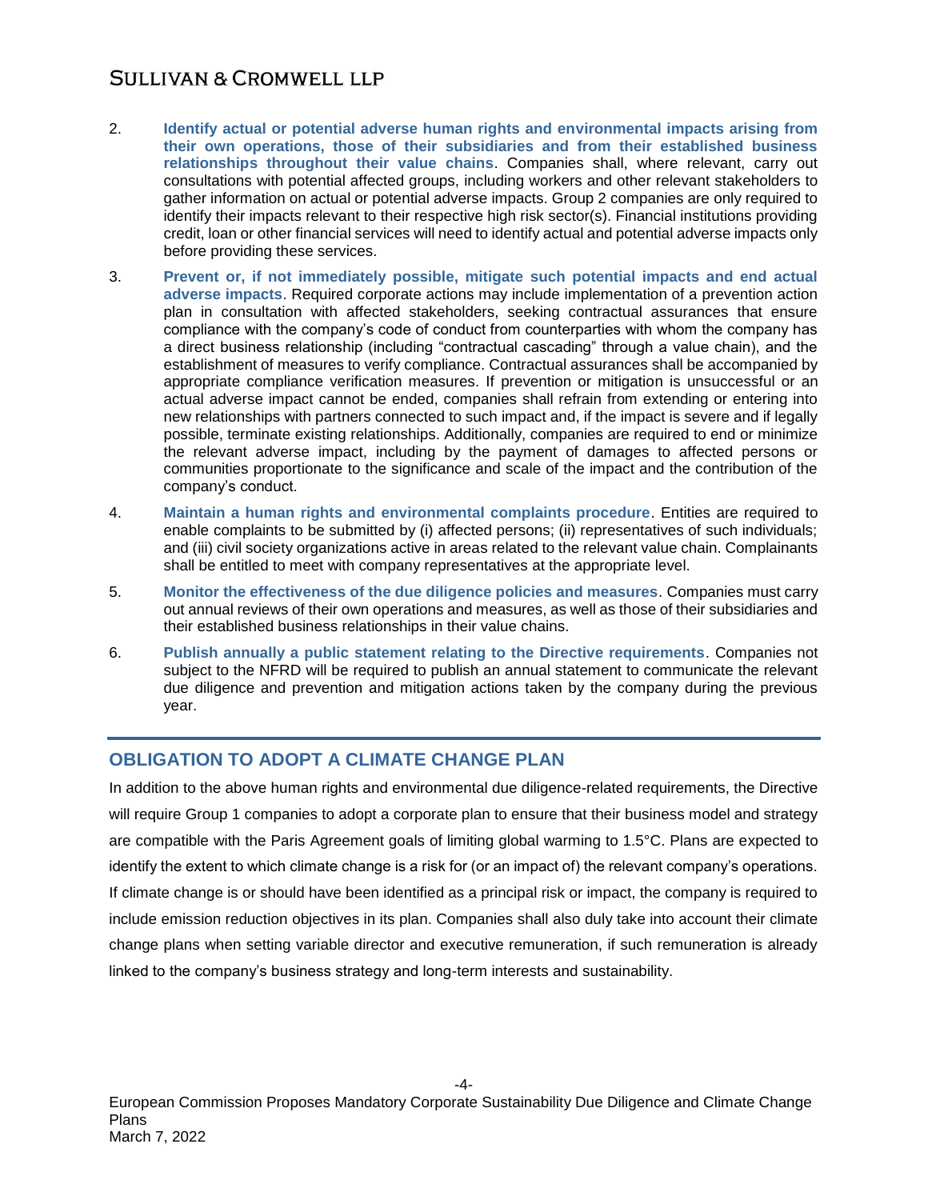2. **Identify actual or potential adverse human rights and environmental impacts arising from their own operations, those of their subsidiaries and from their established business relationships throughout their value chains**. Companies shall, where relevant, carry out consultations with potential affected groups, including workers and other relevant stakeholders to gather information on actual or potential adverse impacts. Group 2 companies are only required to identify their impacts relevant to their respective high risk sector(s). Financial institutions providing credit, loan or other financial services will need to identify actual and potential adverse impacts only before providing these services.

3. **Prevent or, if not immediately possible, mitigate such potential impacts and end actual adverse impacts**. Required corporate actions may include implementation of a prevention action plan in consultation with affected stakeholders, seeking contractual assurances that ensure compliance with the company's code of conduct from counterparties with whom the company has a direct business relationship (including "contractual cascading" through a value chain), and the establishment of measures to verify compliance. Contractual assurances shall be accompanied by appropriate compliance verification measures. If prevention or mitigation is unsuccessful or an actual adverse impact cannot be ended, companies shall refrain from extending or entering into new relationships with partners connected to such impact and, if the impact is severe and if legally possible, terminate existing relationships. Additionally, companies are required to end or minimize the relevant adverse impact, including by the payment of damages to affected persons or communities proportionate to the significance and scale of the impact and the contribution of the company's conduct.

4. **Maintain a human rights and environmental complaints procedure**. Entities are required to enable complaints to be submitted by (i) affected persons; (ii) representatives of such individuals; and (iii) civil society organizations active in areas related to the relevant value chain. Complainants shall be entitled to meet with company representatives at the appropriate level.

5. **Monitor the effectiveness of the due diligence policies and measures**. Companies must carry out annual reviews of their own operations and measures, as well as those of their subsidiaries and their established business relationships in their value chains.

6. **Publish annually a public statement relating to the Directive requirements**. Companies not subject to the NFRD will be required to publish an annual statement to communicate the relevant due diligence and prevention and mitigation actions taken by the company during the previous year.

## OBLIGATION TO ADOPT A CLIMATE CHANGE PLAN

In addition to the above human rights and environmental due diligence-related requirements, the Directive will require Group 1 companies to adopt a corporate plan to ensure that their business model and strategy are compatible with the Paris Agreement goals of limiting global warming to 1.5°C. Plans are expected to identify the extent to which climate change is a risk for (or an impact of) the relevant company's operations. If climate change is or should have been identified as a principal risk or impact, the company is required to include emission reduction objectives in its plan. Companies shall also duly take into account their climate change plans when setting variable director and executive remuneration, if such remuneration is already linked to the company's business strategy and long-term interests and sustainability.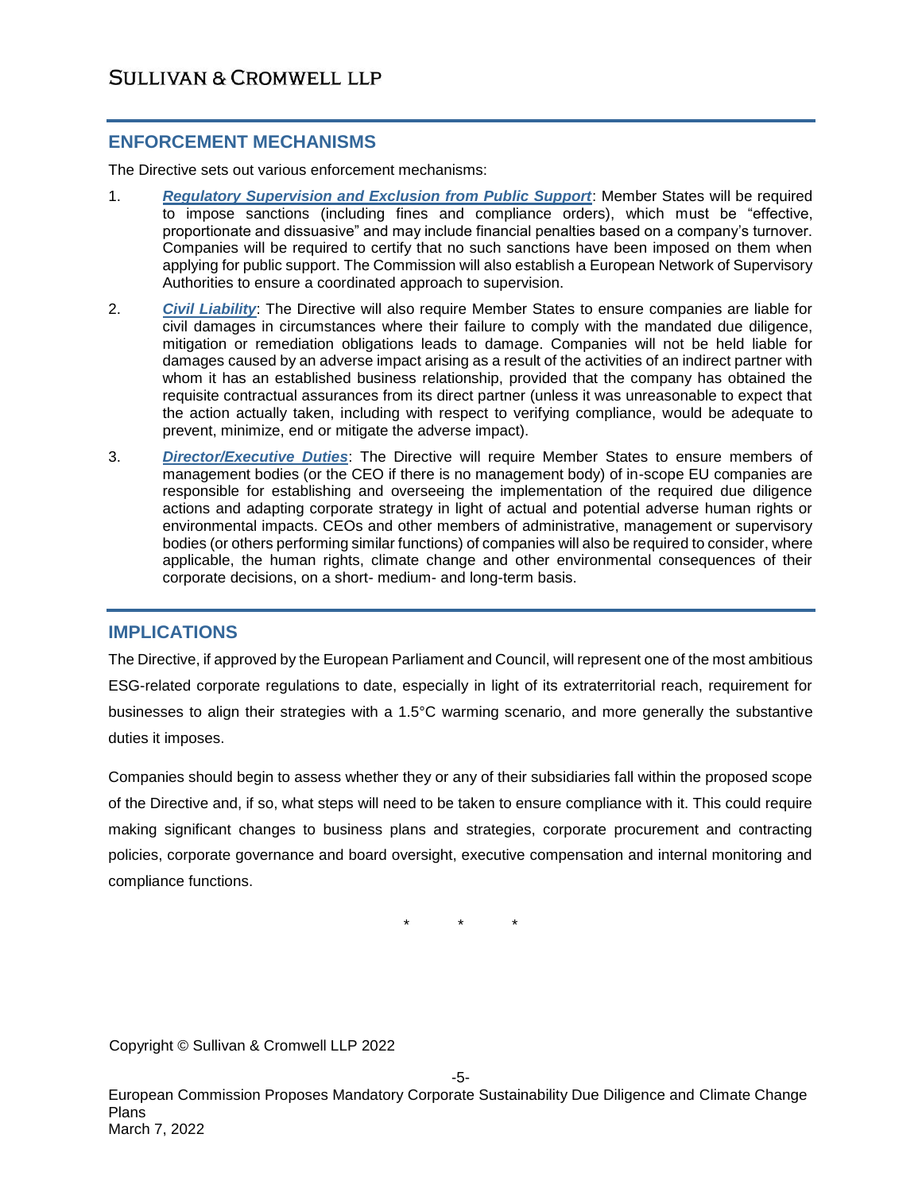## ENFORCEMENT MECHANISMS

The Directive sets out various enforcement mechanisms:

1. ***Regulatory Supervision and Exclusion from Public Support***: Member States will be required to impose sanctions (including fines and compliance orders), which must be "effective, proportionate and dissuasive" and may include financial penalties based on a company's turnover. Companies will be required to certify that no such sanctions have been imposed on them when applying for public support. The Commission will also establish a European Network of Supervisory Authorities to ensure a coordinated approach to supervision.

2. ***Civil Liability***: The Directive will also require Member States to ensure companies are liable for civil damages in circumstances where their failure to comply with the mandated due diligence, mitigation or remediation obligations leads to damage. Companies will not be held liable for damages caused by an adverse impact arising as a result of the activities of an indirect partner with whom it has an established business relationship, provided that the company has obtained the requisite contractual assurances from its direct partner (unless it was unreasonable to expect that the action actually taken, including with respect to verifying compliance, would be adequate to prevent, minimize, end or mitigate the adverse impact).

3. ***Director/Executive Duties***: The Directive will require Member States to ensure members of management bodies (or the CEO if there is no management body) of in-scope EU companies are responsible for establishing and overseeing the implementation of the required due diligence actions and adapting corporate strategy in light of actual and potential adverse human rights or environmental impacts. CEOs and other members of administrative, management or supervisory bodies (or others performing similar functions) of companies will also be required to consider, where applicable, the human rights, climate change and other environmental consequences of their corporate decisions, on a short- medium- and long-term basis.

## IMPLICATIONS

The Directive, if approved by the European Parliament and Council, will represent one of the most ambitious ESG-related corporate regulations to date, especially in light of its extraterritorial reach, requirement for businesses to align their strategies with a 1.5°C warming scenario, and more generally the substantive duties it imposes.

Companies should begin to assess whether they or any of their subsidiaries fall within the proposed scope of the Directive and, if so, what steps will need to be taken to ensure compliance with it. This could require making significant changes to business plans and strategies, corporate procurement and contracting policies, corporate governance and board oversight, executive compensation and internal monitoring and compliance functions.

\* \* \*

Copyright © Sullivan & Cromwell LLP 2022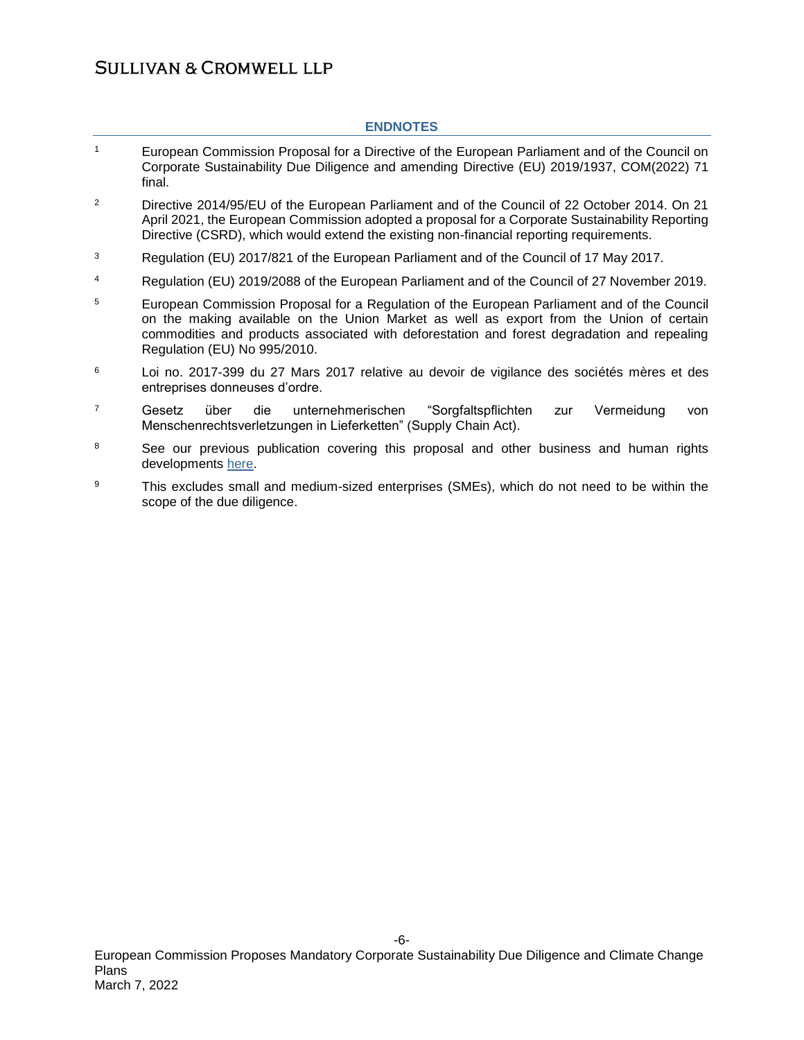## ENDNOTES

[1] European Commission Proposal for a Directive of the European Parliament and of the Council on Corporate Sustainability Due Diligence and amending Directive (EU) 2019/1937, COM(2022) 71 final.

[2] Directive 2014/95/EU of the European Parliament and of the Council of 22 October 2014. On 21 April 2021, the European Commission adopted a proposal for a Corporate Sustainability Reporting Directive (CSRD), which would extend the existing non-financial reporting requirements.

[3] Regulation (EU) 2017/821 of the European Parliament and of the Council of 17 May 2017.

[4] Regulation (EU) 2019/2088 of the European Parliament and of the Council of 27 November 2019.

[5] European Commission Proposal for a Regulation of the European Parliament and of the Council on the making available on the Union Market as well as export from the Union of certain commodities and products associated with deforestation and forest degradation and repealing Regulation (EU) No 995/2010.

[6] Loi no. 2017-399 du 27 Mars 2017 relative au devoir de vigilance des sociétés mères et des entreprises donneuses d'ordre.

[7] Gesetz über die unternehmerischen "Sorgfaltspflichten zur Vermeidung von Menschenrechtsverletzungen in Lieferketten" (Supply Chain Act).

[8] See our previous publication covering this proposal and other business and human rights developments here.

[9] This excludes small and medium-sized enterprises (SMEs), which do not need to be within the scope of the due diligence.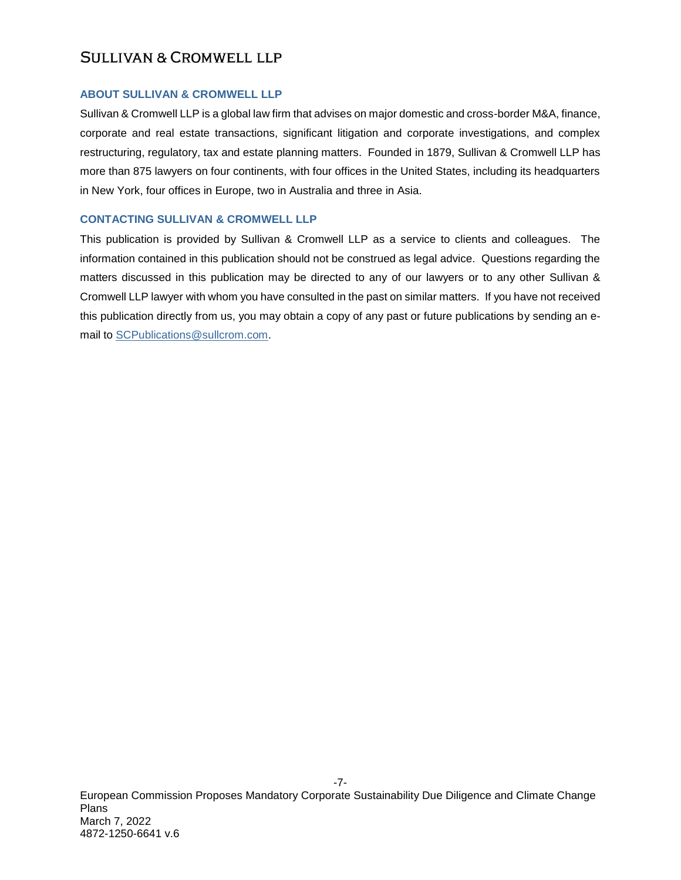## ABOUT SULLIVAN & CROMWELL LLP

Sullivan & Cromwell LLP is a global law firm that advises on major domestic and cross-border M&A, finance, corporate and real estate transactions, significant litigation and corporate investigations, and complex restructuring, regulatory, tax and estate planning matters. Founded in 1879, Sullivan & Cromwell LLP has more than 875 lawyers on four continents, with four offices in the United States, including its headquarters in New York, four offices in Europe, two in Australia and three in Asia.

## CONTACTING SULLIVAN & CROMWELL LLP

This publication is provided by Sullivan & Cromwell LLP as a service to clients and colleagues. The information contained in this publication should not be construed as legal advice. Questions regarding the matters discussed in this publication may be directed to any of our lawyers or to any other Sullivan & Cromwell LLP lawyer with whom you have consulted in the past on similar matters. If you have not received this publication directly from us, you may obtain a copy of any past or future publications by sending an e-mail to SCPublications@sullcrom.com.